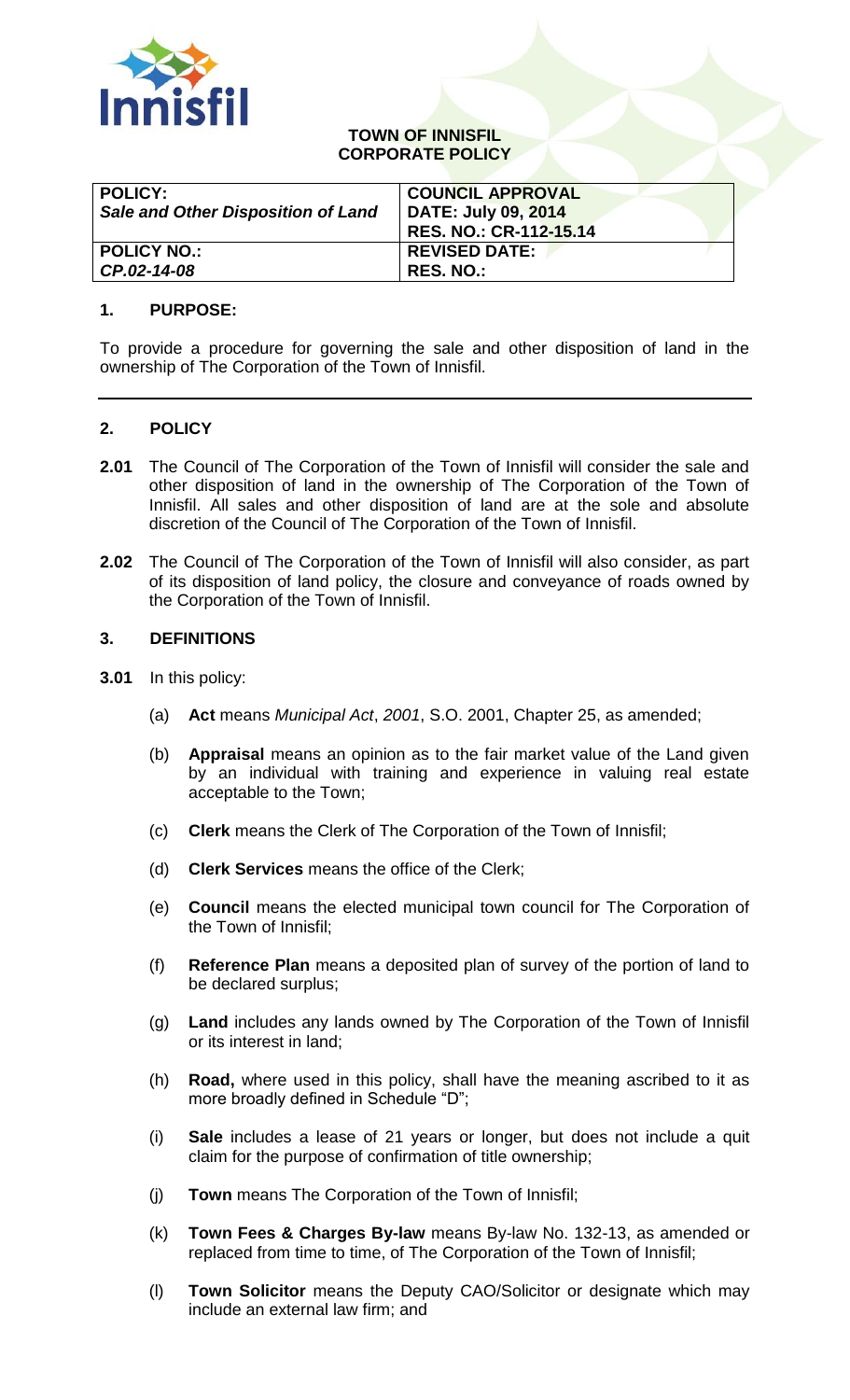**TOWN OF INNISFIL**
**CORPORATE POLICY**

| **POLICY:** *Sale and Other Disposition of Land* | **COUNCIL APPROVAL DATE: July 09, 2014** **RES. NO.: CR-112-15.14** |
| --- | --- |
| **POLICY NO.:** *CP.02-14-08* | **REVISED DATE:** **RES. NO.:** |

## 1. PURPOSE:

To provide a procedure for governing the sale and other disposition of land in the ownership of The Corporation of the Town of Innisfil.

## 2. POLICY

**2.01** The Council of The Corporation of the Town of Innisfil will consider the sale and other disposition of land in the ownership of The Corporation of the Town of Innisfil. All sales and other disposition of land are at the sole and absolute discretion of the Council of The Corporation of the Town of Innisfil.

**2.02** The Council of The Corporation of the Town of Innisfil will also consider, as part of its disposition of land policy, the closure and conveyance of roads owned by the Corporation of the Town of Innisfil.

## 3. DEFINITIONS

**3.01** In this policy:

(a) **Act** means *Municipal Act*, *2001*, S.O. 2001, Chapter 25, as amended;

(b) **Appraisal** means an opinion as to the fair market value of the Land given by an individual with training and experience in valuing real estate acceptable to the Town;

(c) **Clerk** means the Clerk of The Corporation of the Town of Innisfil;

(d) **Clerk Services** means the office of the Clerk;

(e) **Council** means the elected municipal town council for The Corporation of the Town of Innisfil;

(f) **Reference Plan** means a deposited plan of survey of the portion of land to be declared surplus;

(g) **Land** includes any lands owned by The Corporation of the Town of Innisfil or its interest in land;

(h) **Road,** where used in this policy, shall have the meaning ascribed to it as more broadly defined in Schedule "D";

(i) **Sale** includes a lease of 21 years or longer, but does not include a quit claim for the purpose of confirmation of title ownership;

(j) **Town** means The Corporation of the Town of Innisfil;

(k) **Town Fees & Charges By-law** means By-law No. 132-13, as amended or replaced from time to time, of The Corporation of the Town of Innisfil;

(l) **Town Solicitor** means the Deputy CAO/Solicitor or designate which may include an external law firm; and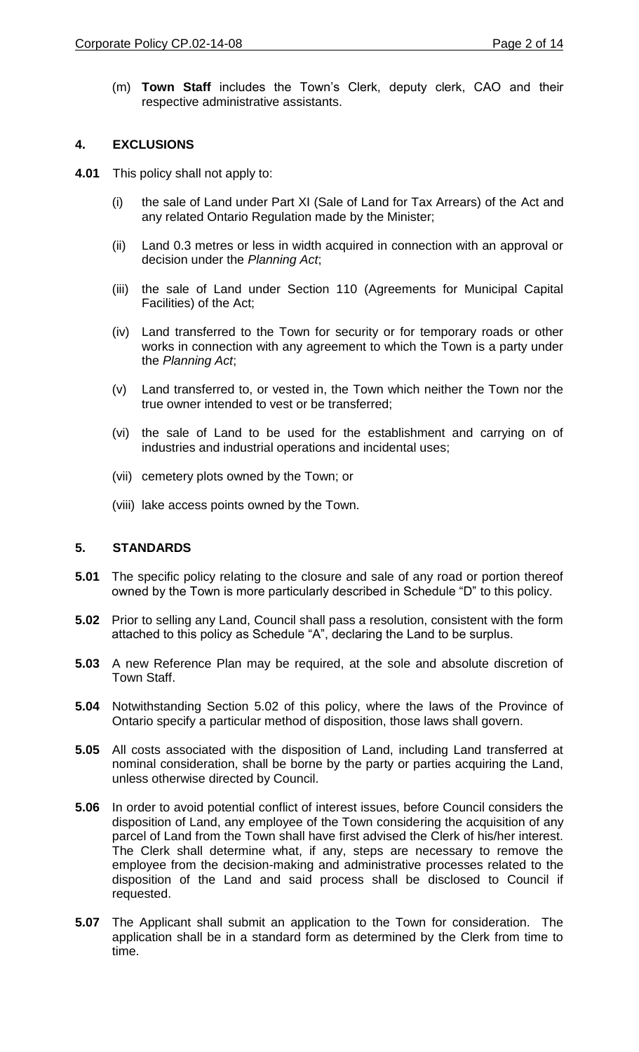(m) **Town Staff** includes the Town's Clerk, deputy clerk, CAO and their respective administrative assistants.

## 4. EXCLUSIONS

**4.01** This policy shall not apply to:

(i) the sale of Land under Part XI (Sale of Land for Tax Arrears) of the Act and any related Ontario Regulation made by the Minister;

(ii) Land 0.3 metres or less in width acquired in connection with an approval or decision under the *Planning Act*;

(iii) the sale of Land under Section 110 (Agreements for Municipal Capital Facilities) of the Act;

(iv) Land transferred to the Town for security or for temporary roads or other works in connection with any agreement to which the Town is a party under the *Planning Act*;

(v) Land transferred to, or vested in, the Town which neither the Town nor the true owner intended to vest or be transferred;

(vi) the sale of Land to be used for the establishment and carrying on of industries and industrial operations and incidental uses;

(vii) cemetery plots owned by the Town; or

(viii) lake access points owned by the Town.

## 5. STANDARDS

**5.01** The specific policy relating to the closure and sale of any road or portion thereof owned by the Town is more particularly described in Schedule "D" to this policy.

**5.02** Prior to selling any Land, Council shall pass a resolution, consistent with the form attached to this policy as Schedule "A", declaring the Land to be surplus.

**5.03** A new Reference Plan may be required, at the sole and absolute discretion of Town Staff.

**5.04** Notwithstanding Section 5.02 of this policy, where the laws of the Province of Ontario specify a particular method of disposition, those laws shall govern.

**5.05** All costs associated with the disposition of Land, including Land transferred at nominal consideration, shall be borne by the party or parties acquiring the Land, unless otherwise directed by Council.

**5.06** In order to avoid potential conflict of interest issues, before Council considers the disposition of Land, any employee of the Town considering the acquisition of any parcel of Land from the Town shall have first advised the Clerk of his/her interest. The Clerk shall determine what, if any, steps are necessary to remove the employee from the decision-making and administrative processes related to the disposition of the Land and said process shall be disclosed to Council if requested.

**5.07** The Applicant shall submit an application to the Town for consideration. The application shall be in a standard form as determined by the Clerk from time to time.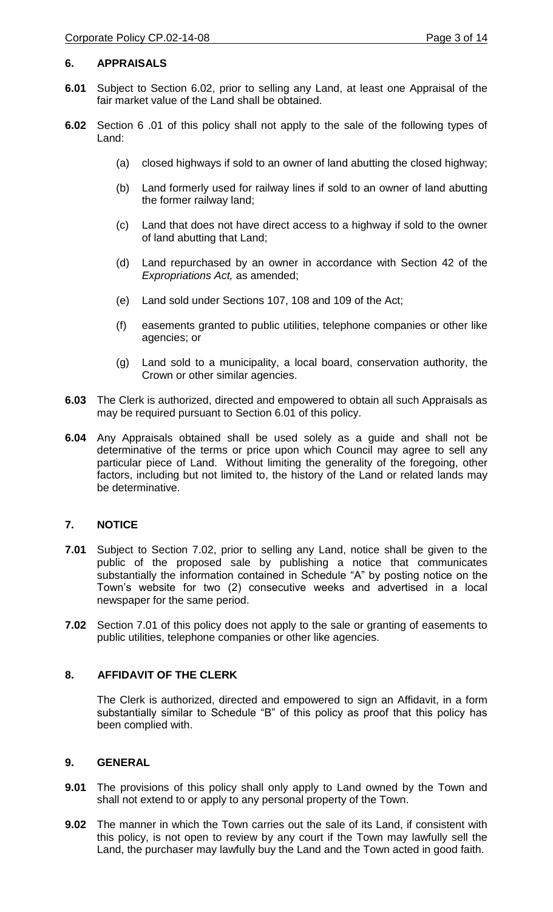## 6. APPRAISALS

**6.01** Subject to Section 6.02, prior to selling any Land, at least one Appraisal of the fair market value of the Land shall be obtained.

**6.02** Section 6 .01 of this policy shall not apply to the sale of the following types of Land:

(a) closed highways if sold to an owner of land abutting the closed highway;

(b) Land formerly used for railway lines if sold to an owner of land abutting the former railway land;

(c) Land that does not have direct access to a highway if sold to the owner of land abutting that Land;

(d) Land repurchased by an owner in accordance with Section 42 of the *Expropriations Act,* as amended;

(e) Land sold under Sections 107, 108 and 109 of the Act;

(f) easements granted to public utilities, telephone companies or other like agencies; or

(g) Land sold to a municipality, a local board, conservation authority, the Crown or other similar agencies.

**6.03** The Clerk is authorized, directed and empowered to obtain all such Appraisals as may be required pursuant to Section 6.01 of this policy.

**6.04** Any Appraisals obtained shall be used solely as a guide and shall not be determinative of the terms or price upon which Council may agree to sell any particular piece of Land. Without limiting the generality of the foregoing, other factors, including but not limited to, the history of the Land or related lands may be determinative.

## 7. NOTICE

**7.01** Subject to Section 7.02, prior to selling any Land, notice shall be given to the public of the proposed sale by publishing a notice that communicates substantially the information contained in Schedule "A" by posting notice on the Town's website for two (2) consecutive weeks and advertised in a local newspaper for the same period.

**7.02** Section 7.01 of this policy does not apply to the sale or granting of easements to public utilities, telephone companies or other like agencies.

## 8. AFFIDAVIT OF THE CLERK

The Clerk is authorized, directed and empowered to sign an Affidavit, in a form substantially similar to Schedule "B" of this policy as proof that this policy has been complied with.

## 9. GENERAL

**9.01** The provisions of this policy shall only apply to Land owned by the Town and shall not extend to or apply to any personal property of the Town.

**9.02** The manner in which the Town carries out the sale of its Land, if consistent with this policy, is not open to review by any court if the Town may lawfully sell the Land, the purchaser may lawfully buy the Land and the Town acted in good faith.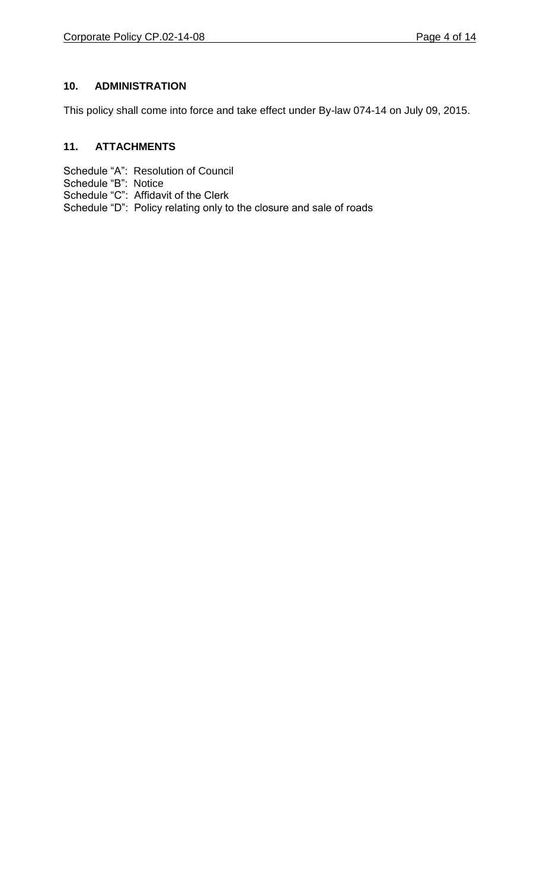## 10. ADMINISTRATION

This policy shall come into force and take effect under By-law 074-14 on July 09, 2015.

## 11. ATTACHMENTS

Schedule “A”: Resolution of Council
Schedule “B”: Notice
Schedule “C”: Affidavit of the Clerk
Schedule “D”: Policy relating only to the closure and sale of roads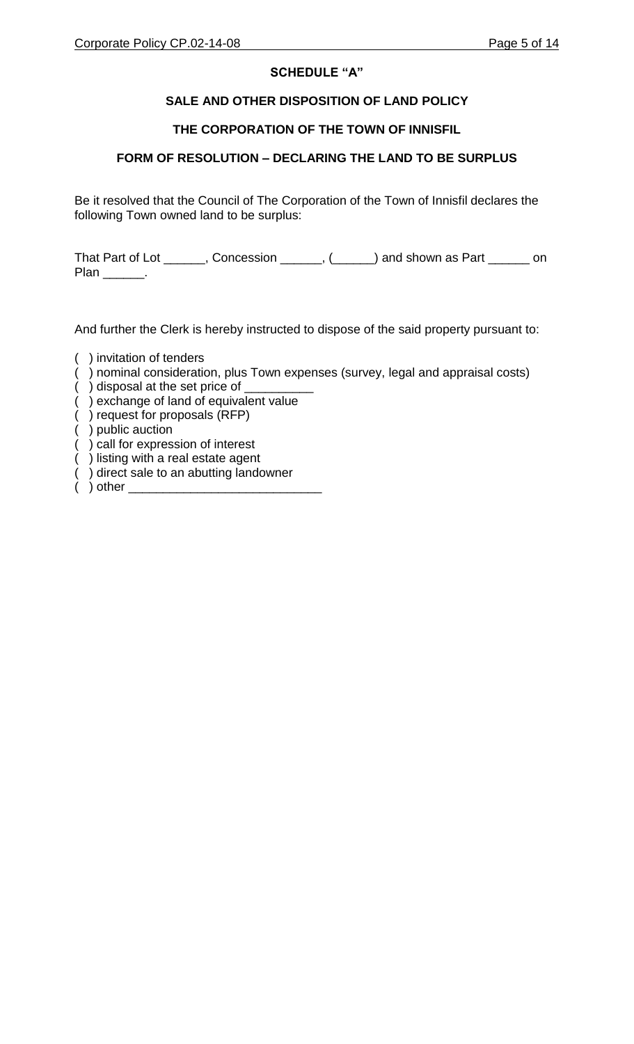## SCHEDULE "A"

## SALE AND OTHER DISPOSITION OF LAND POLICY

## THE CORPORATION OF THE TOWN OF INNISFIL

## FORM OF RESOLUTION – DECLARING THE LAND TO BE SURPLUS

Be it resolved that the Council of The Corporation of the Town of Innisfil declares the following Town owned land to be surplus:

That Part of Lot ______, Concession ______, (______) and shown as Part ______ on Plan ______.

And further the Clerk is hereby instructed to dispose of the said property pursuant to:

( ) invitation of tenders
( ) nominal consideration, plus Town expenses (survey, legal and appraisal costs)
( ) disposal at the set price of __________
( ) exchange of land of equivalent value
( ) request for proposals (RFP)
( ) public auction
( ) call for expression of interest
( ) listing with a real estate agent
( ) direct sale to an abutting landowner
( ) other ____________________________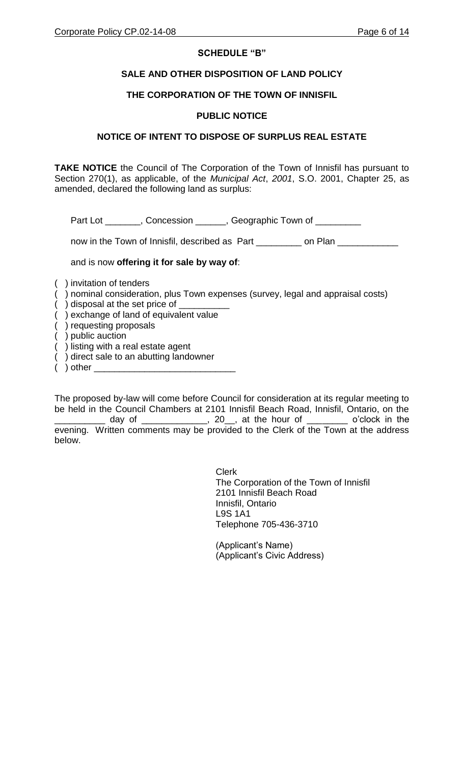## SCHEDULE "B"

## SALE AND OTHER DISPOSITION OF LAND POLICY

## THE CORPORATION OF THE TOWN OF INNISFIL

## PUBLIC NOTICE

## NOTICE OF INTENT TO DISPOSE OF SURPLUS REAL ESTATE

**TAKE NOTICE** the Council of The Corporation of the Town of Innisfil has pursuant to Section 270(1), as applicable, of the *Municipal Act*, *2001*, S.O. 2001, Chapter 25, as amended, declared the following land as surplus:

Part Lot _______, Concession ______, Geographic Town of _________

now in the Town of Innisfil, described as Part _________ on Plan ____________

and is now **offering it for sale by way of**:

( ) invitation of tenders
( ) nominal consideration, plus Town expenses (survey, legal and appraisal costs)
( ) disposal at the set price of __________
( ) exchange of land of equivalent value
( ) requesting proposals
( ) public auction
( ) listing with a real estate agent
( ) direct sale to an abutting landowner
( ) other ____________________________

The proposed by-law will come before Council for consideration at its regular meeting to be held in the Council Chambers at 2101 Innisfil Beach Road, Innisfil, Ontario, on the __________ day of _____________, 20__, at the hour of ________ o'clock in the evening. Written comments may be provided to the Clerk of the Town at the address below.

Clerk
The Corporation of the Town of Innisfil
2101 Innisfil Beach Road
Innisfil, Ontario
L9S 1A1
Telephone 705-436-3710

(Applicant's Name)
(Applicant's Civic Address)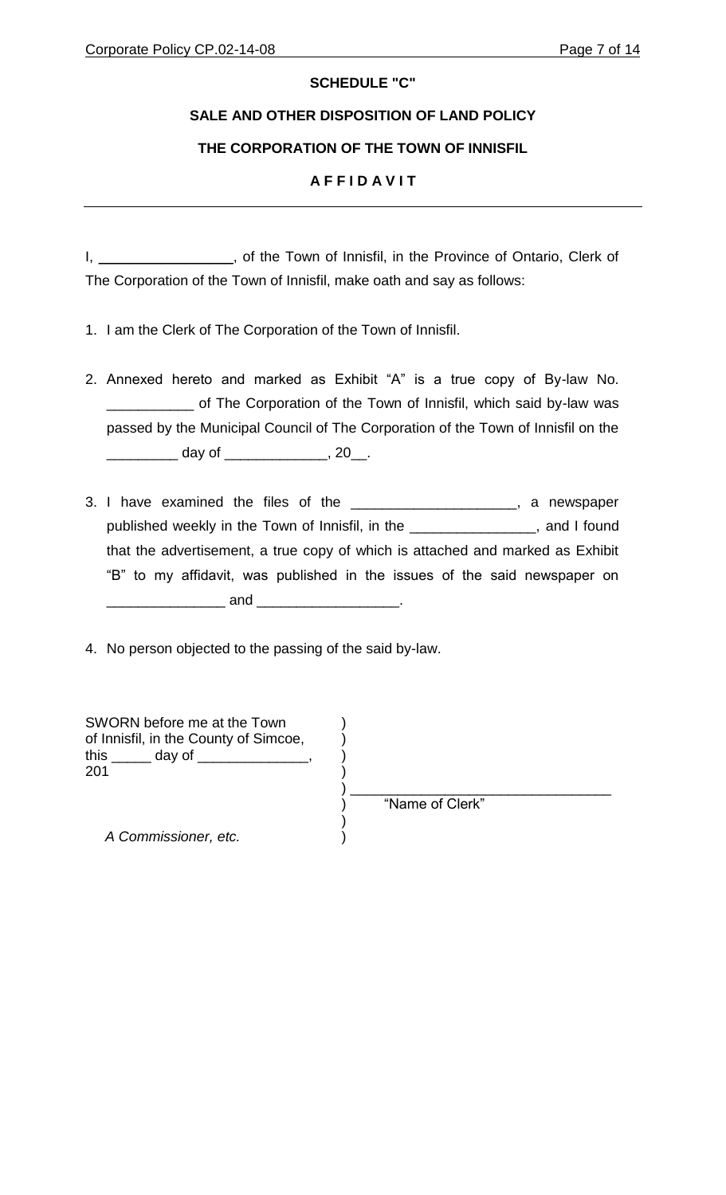**SCHEDULE "C"**

**SALE AND OTHER DISPOSITION OF LAND POLICY**

**THE CORPORATION OF THE TOWN OF INNISFIL**

**A F F I D A V I T**

---

I, _________________, of the Town of Innisfil, in the Province of Ontario, Clerk of The Corporation of the Town of Innisfil, make oath and say as follows:

1. I am the Clerk of The Corporation of the Town of Innisfil.

2. Annexed hereto and marked as Exhibit "A" is a true copy of By-law No. ___________ of The Corporation of the Town of Innisfil, which said by-law was passed by the Municipal Council of The Corporation of the Town of Innisfil on the _________ day of _____________, 20__.

3. I have examined the files of the _____________________, a newspaper published weekly in the Town of Innisfil, in the ________________, and I found that the advertisement, a true copy of which is attached and marked as Exhibit "B" to my affidavit, was published in the issues of the said newspaper on _______________ and __________________.

4. No person objected to the passing of the said by-law.

| | |
|---|---|
| SWORN before me at the Town of Innisfil, in the County of Simcoe, this _____ day of ______________, 201 | ) <br> ) <br> ) <br> ) |
| | ) ________________________________ <br> ) "Name of Clerk" |
| *A Commissioner, etc.* | ) <br> ) |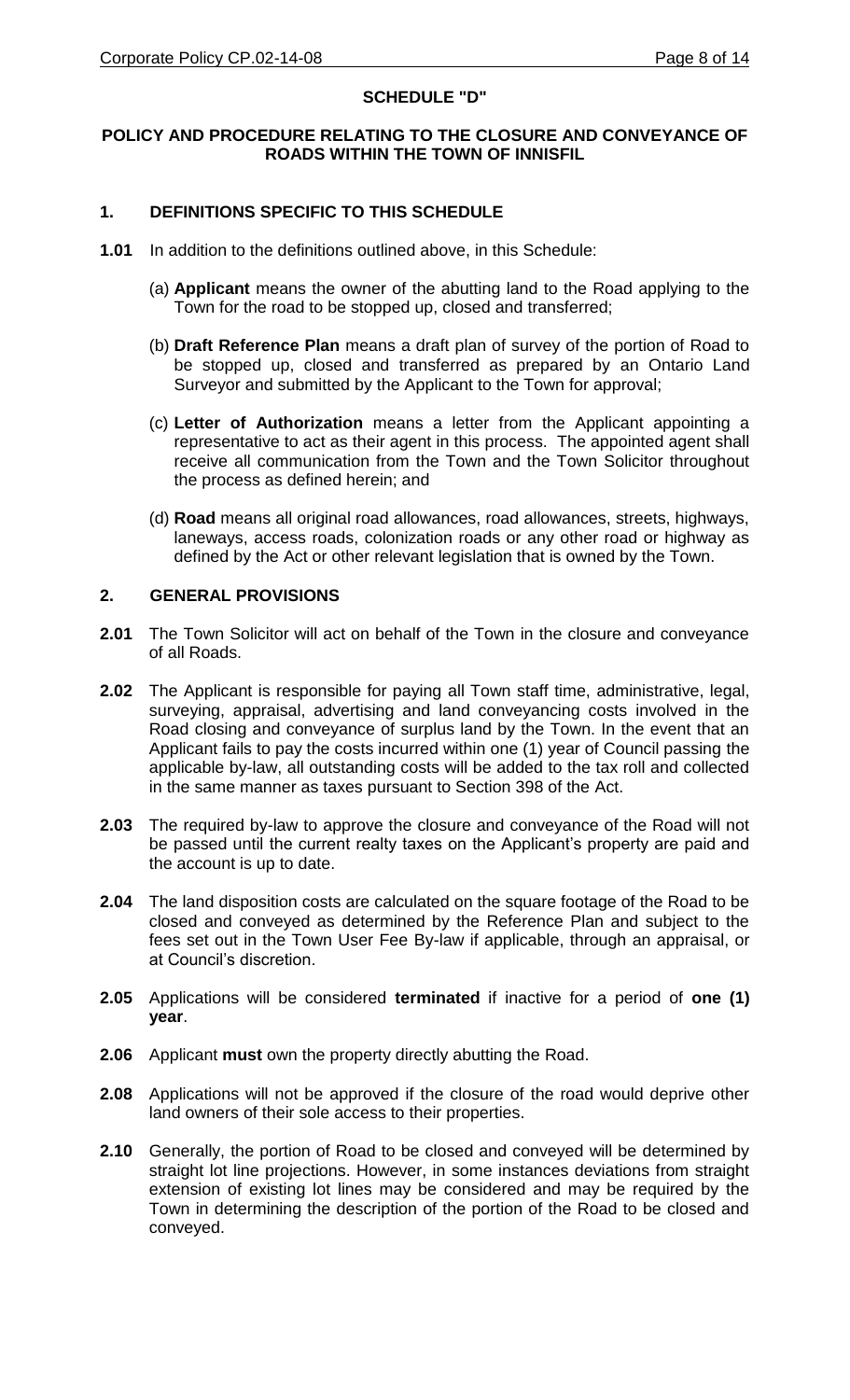## SCHEDULE "D"

### POLICY AND PROCEDURE RELATING TO THE CLOSURE AND CONVEYANCE OF ROADS WITHIN THE TOWN OF INNISFIL

### 1. DEFINITIONS SPECIFIC TO THIS SCHEDULE

**1.01** In addition to the definitions outlined above, in this Schedule:

(a) **Applicant** means the owner of the abutting land to the Road applying to the Town for the road to be stopped up, closed and transferred;

(b) **Draft Reference Plan** means a draft plan of survey of the portion of Road to be stopped up, closed and transferred as prepared by an Ontario Land Surveyor and submitted by the Applicant to the Town for approval;

(c) **Letter of Authorization** means a letter from the Applicant appointing a representative to act as their agent in this process. The appointed agent shall receive all communication from the Town and the Town Solicitor throughout the process as defined herein; and

(d) **Road** means all original road allowances, road allowances, streets, highways, laneways, access roads, colonization roads or any other road or highway as defined by the Act or other relevant legislation that is owned by the Town.

### 2. GENERAL PROVISIONS

**2.01** The Town Solicitor will act on behalf of the Town in the closure and conveyance of all Roads.

**2.02** The Applicant is responsible for paying all Town staff time, administrative, legal, surveying, appraisal, advertising and land conveyancing costs involved in the Road closing and conveyance of surplus land by the Town. In the event that an Applicant fails to pay the costs incurred within one (1) year of Council passing the applicable by-law, all outstanding costs will be added to the tax roll and collected in the same manner as taxes pursuant to Section 398 of the Act.

**2.03** The required by-law to approve the closure and conveyance of the Road will not be passed until the current realty taxes on the Applicant's property are paid and the account is up to date.

**2.04** The land disposition costs are calculated on the square footage of the Road to be closed and conveyed as determined by the Reference Plan and subject to the fees set out in the Town User Fee By-law if applicable, through an appraisal, or at Council's discretion.

**2.05** Applications will be considered **terminated** if inactive for a period of **one (1) year**.

**2.06** Applicant **must** own the property directly abutting the Road.

**2.08** Applications will not be approved if the closure of the road would deprive other land owners of their sole access to their properties.

**2.10** Generally, the portion of Road to be closed and conveyed will be determined by straight lot line projections. However, in some instances deviations from straight extension of existing lot lines may be considered and may be required by the Town in determining the description of the portion of the Road to be closed and conveyed.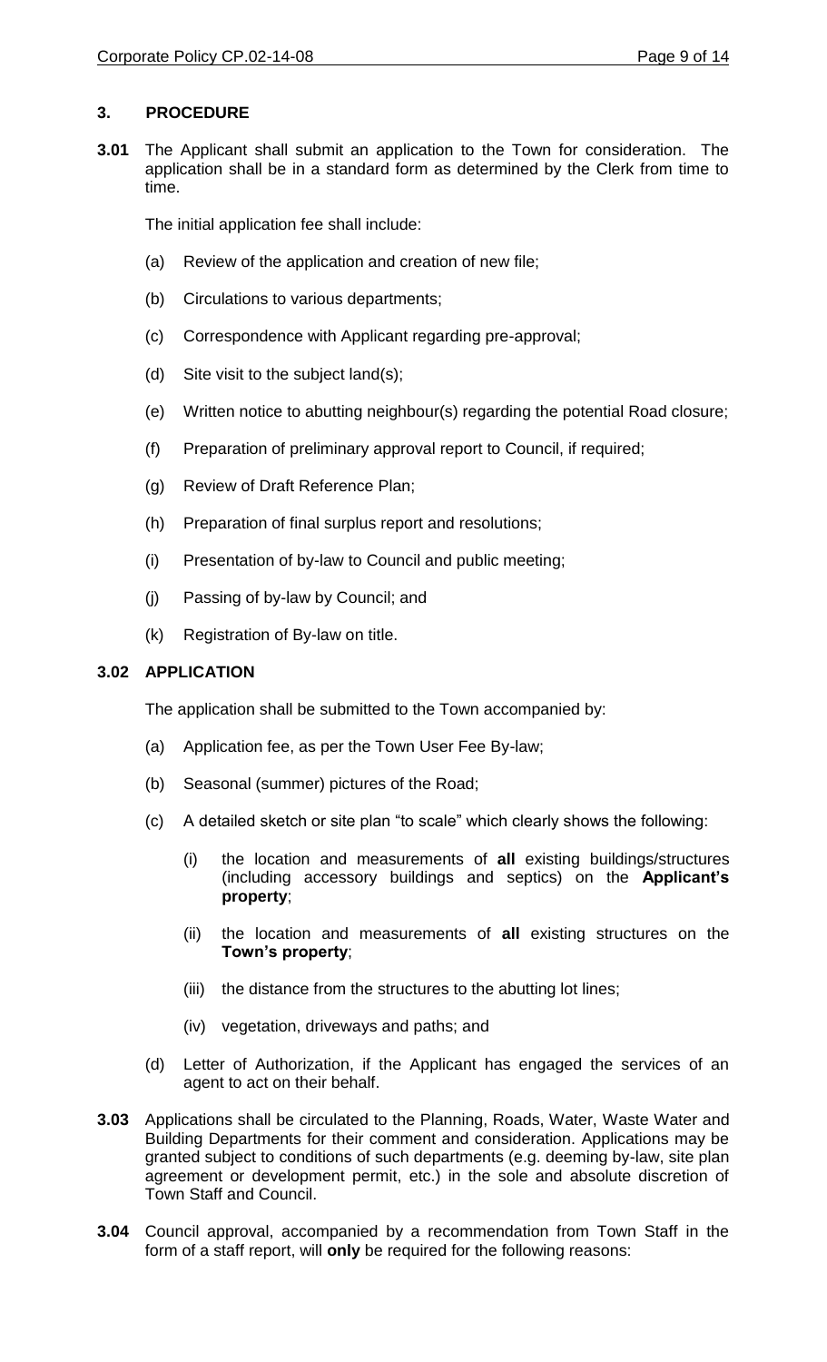## 3. PROCEDURE

**3.01** The Applicant shall submit an application to the Town for consideration. The application shall be in a standard form as determined by the Clerk from time to time.

The initial application fee shall include:

(a) Review of the application and creation of new file;

(b) Circulations to various departments;

(c) Correspondence with Applicant regarding pre-approval;

(d) Site visit to the subject land(s);

(e) Written notice to abutting neighbour(s) regarding the potential Road closure;

(f) Preparation of preliminary approval report to Council, if required;

(g) Review of Draft Reference Plan;

(h) Preparation of final surplus report and resolutions;

(i) Presentation of by-law to Council and public meeting;

(j) Passing of by-law by Council; and

(k) Registration of By-law on title.

### 3.02 APPLICATION

The application shall be submitted to the Town accompanied by:

(a) Application fee, as per the Town User Fee By-law;

(b) Seasonal (summer) pictures of the Road;

(c) A detailed sketch or site plan "to scale" which clearly shows the following:

(i) the location and measurements of **all** existing buildings/structures (including accessory buildings and septics) on the **Applicant's property**;

(ii) the location and measurements of **all** existing structures on the **Town's property**;

(iii) the distance from the structures to the abutting lot lines;

(iv) vegetation, driveways and paths; and

(d) Letter of Authorization, if the Applicant has engaged the services of an agent to act on their behalf.

**3.03** Applications shall be circulated to the Planning, Roads, Water, Waste Water and Building Departments for their comment and consideration. Applications may be granted subject to conditions of such departments (e.g. deeming by-law, site plan agreement or development permit, etc.) in the sole and absolute discretion of Town Staff and Council.

**3.04** Council approval, accompanied by a recommendation from Town Staff in the form of a staff report, will **only** be required for the following reasons: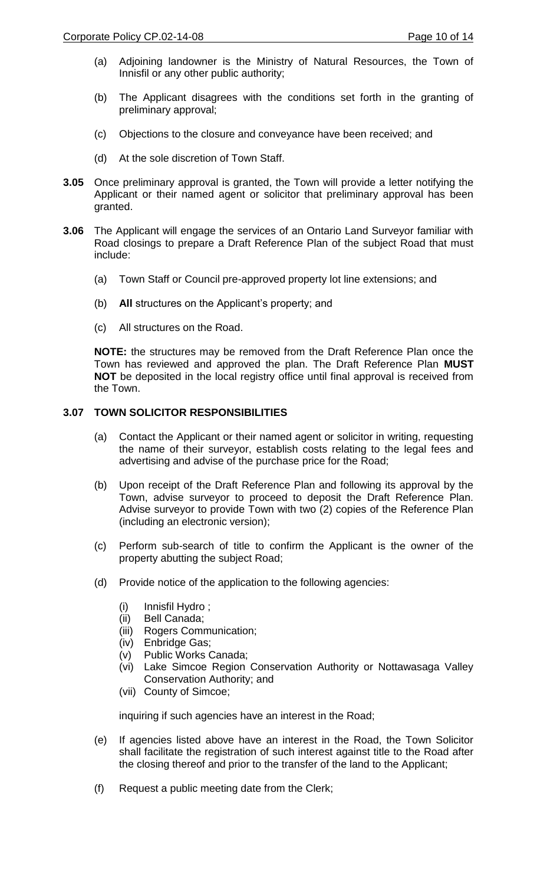(a) Adjoining landowner is the Ministry of Natural Resources, the Town of Innisfil or any other public authority;

(b) The Applicant disagrees with the conditions set forth in the granting of preliminary approval;

(c) Objections to the closure and conveyance have been received; and

(d) At the sole discretion of Town Staff.

**3.05** Once preliminary approval is granted, the Town will provide a letter notifying the Applicant or their named agent or solicitor that preliminary approval has been granted.

**3.06** The Applicant will engage the services of an Ontario Land Surveyor familiar with Road closings to prepare a Draft Reference Plan of the subject Road that must include:

(a) Town Staff or Council pre-approved property lot line extensions; and

(b) **All** structures on the Applicant's property; and

(c) All structures on the Road.

**NOTE:** the structures may be removed from the Draft Reference Plan once the Town has reviewed and approved the plan. The Draft Reference Plan **MUST NOT** be deposited in the local registry office until final approval is received from the Town.

**3.07 TOWN SOLICITOR RESPONSIBILITIES**

(a) Contact the Applicant or their named agent or solicitor in writing, requesting the name of their surveyor, establish costs relating to the legal fees and advertising and advise of the purchase price for the Road;

(b) Upon receipt of the Draft Reference Plan and following its approval by the Town, advise surveyor to proceed to deposit the Draft Reference Plan. Advise surveyor to provide Town with two (2) copies of the Reference Plan (including an electronic version);

(c) Perform sub-search of title to confirm the Applicant is the owner of the property abutting the subject Road;

(d) Provide notice of the application to the following agencies:

(i) Innisfil Hydro ;
(ii) Bell Canada;
(iii) Rogers Communication;
(iv) Enbridge Gas;
(v) Public Works Canada;
(vi) Lake Simcoe Region Conservation Authority or Nottawasaga Valley Conservation Authority; and
(vii) County of Simcoe;

inquiring if such agencies have an interest in the Road;

(e) If agencies listed above have an interest in the Road, the Town Solicitor shall facilitate the registration of such interest against title to the Road after the closing thereof and prior to the transfer of the land to the Applicant;

(f) Request a public meeting date from the Clerk;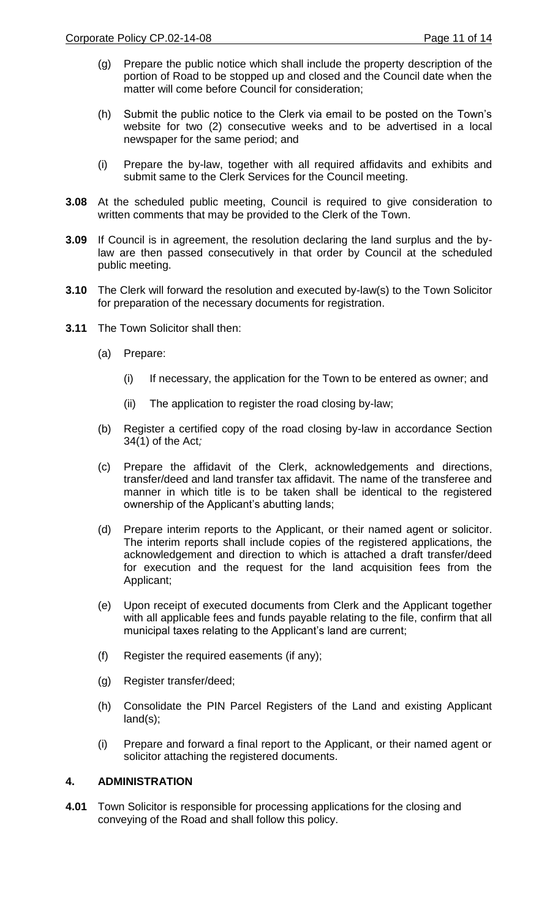(g) Prepare the public notice which shall include the property description of the portion of Road to be stopped up and closed and the Council date when the matter will come before Council for consideration;

(h) Submit the public notice to the Clerk via email to be posted on the Town's website for two (2) consecutive weeks and to be advertised in a local newspaper for the same period; and

(i) Prepare the by-law, together with all required affidavits and exhibits and submit same to the Clerk Services for the Council meeting.

**3.08** At the scheduled public meeting, Council is required to give consideration to written comments that may be provided to the Clerk of the Town.

**3.09** If Council is in agreement, the resolution declaring the land surplus and the by-law are then passed consecutively in that order by Council at the scheduled public meeting.

**3.10** The Clerk will forward the resolution and executed by-law(s) to the Town Solicitor for preparation of the necessary documents for registration.

**3.11** The Town Solicitor shall then:

(a) Prepare:

(i) If necessary, the application for the Town to be entered as owner; and

(ii) The application to register the road closing by-law;

(b) Register a certified copy of the road closing by-law in accordance Section 34(1) of the Act*;*

(c) Prepare the affidavit of the Clerk, acknowledgements and directions, transfer/deed and land transfer tax affidavit. The name of the transferee and manner in which title is to be taken shall be identical to the registered ownership of the Applicant's abutting lands;

(d) Prepare interim reports to the Applicant, or their named agent or solicitor. The interim reports shall include copies of the registered applications, the acknowledgement and direction to which is attached a draft transfer/deed for execution and the request for the land acquisition fees from the Applicant;

(e) Upon receipt of executed documents from Clerk and the Applicant together with all applicable fees and funds payable relating to the file, confirm that all municipal taxes relating to the Applicant's land are current;

(f) Register the required easements (if any);

(g) Register transfer/deed;

(h) Consolidate the PIN Parcel Registers of the Land and existing Applicant land(s);

(i) Prepare and forward a final report to the Applicant, or their named agent or solicitor attaching the registered documents.

## 4. ADMINISTRATION

**4.01** Town Solicitor is responsible for processing applications for the closing and conveying of the Road and shall follow this policy.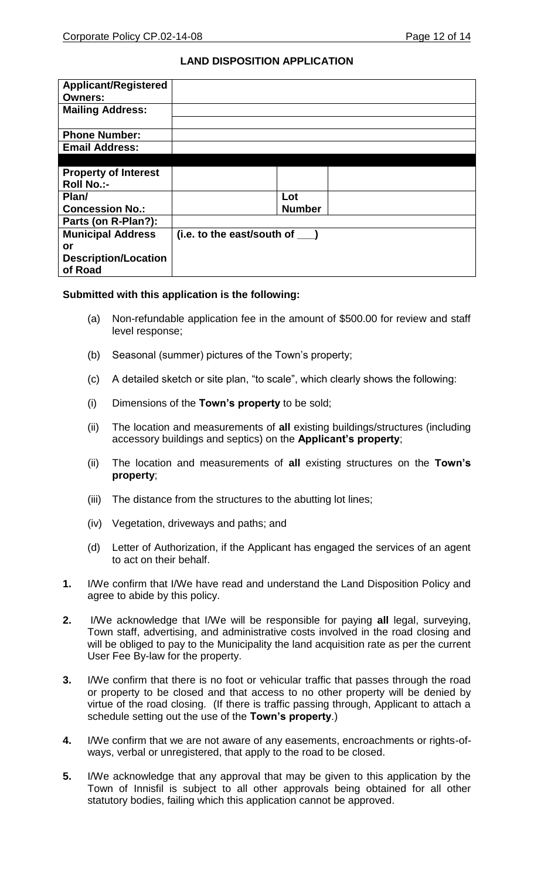## LAND DISPOSITION APPLICATION

| | | | |
|---|---|---|---|
| **Applicant/Registered Owners:** | | | |
| **Mailing Address:** | | | |
| | | | |
| **Phone Number:** | | | |
| **Email Address:** | | | |
| | | | |
| **Property of Interest Roll No.:-** | | | |
| **Plan/ Concession No.:** | | **Lot Number** | |
| **Parts (on R-Plan?):** | | | |
| **Municipal Address or Description/Location of Road** | **(i.e. to the east/south of \_\_\_)** | | |

**Submitted with this application is the following:**

(a) Non-refundable application fee in the amount of $500.00 for review and staff level response;

(b) Seasonal (summer) pictures of the Town's property;

(c) A detailed sketch or site plan, "to scale", which clearly shows the following:

(i) Dimensions of the **Town's property** to be sold;

(ii) The location and measurements of **all** existing buildings/structures (including accessory buildings and septics) on the **Applicant's property**;

(ii) The location and measurements of **all** existing structures on the **Town's property**;

(iii) The distance from the structures to the abutting lot lines;

(iv) Vegetation, driveways and paths; and

(d) Letter of Authorization, if the Applicant has engaged the services of an agent to act on their behalf.

**1.** I/We confirm that I/We have read and understand the Land Disposition Policy and agree to abide by this policy.

**2.** I/We acknowledge that I/We will be responsible for paying **all** legal, surveying, Town staff, advertising, and administrative costs involved in the road closing and will be obliged to pay to the Municipality the land acquisition rate as per the current User Fee By-law for the property.

**3.** I/We confirm that there is no foot or vehicular traffic that passes through the road or property to be closed and that access to no other property will be denied by virtue of the road closing. (If there is traffic passing through, Applicant to attach a schedule setting out the use of the **Town's property**.)

**4.** I/We confirm that we are not aware of any easements, encroachments or rights-of-ways, verbal or unregistered, that apply to the road to be closed.

**5.** I/We acknowledge that any approval that may be given to this application by the Town of Innisfil is subject to all other approvals being obtained for all other statutory bodies, failing which this application cannot be approved.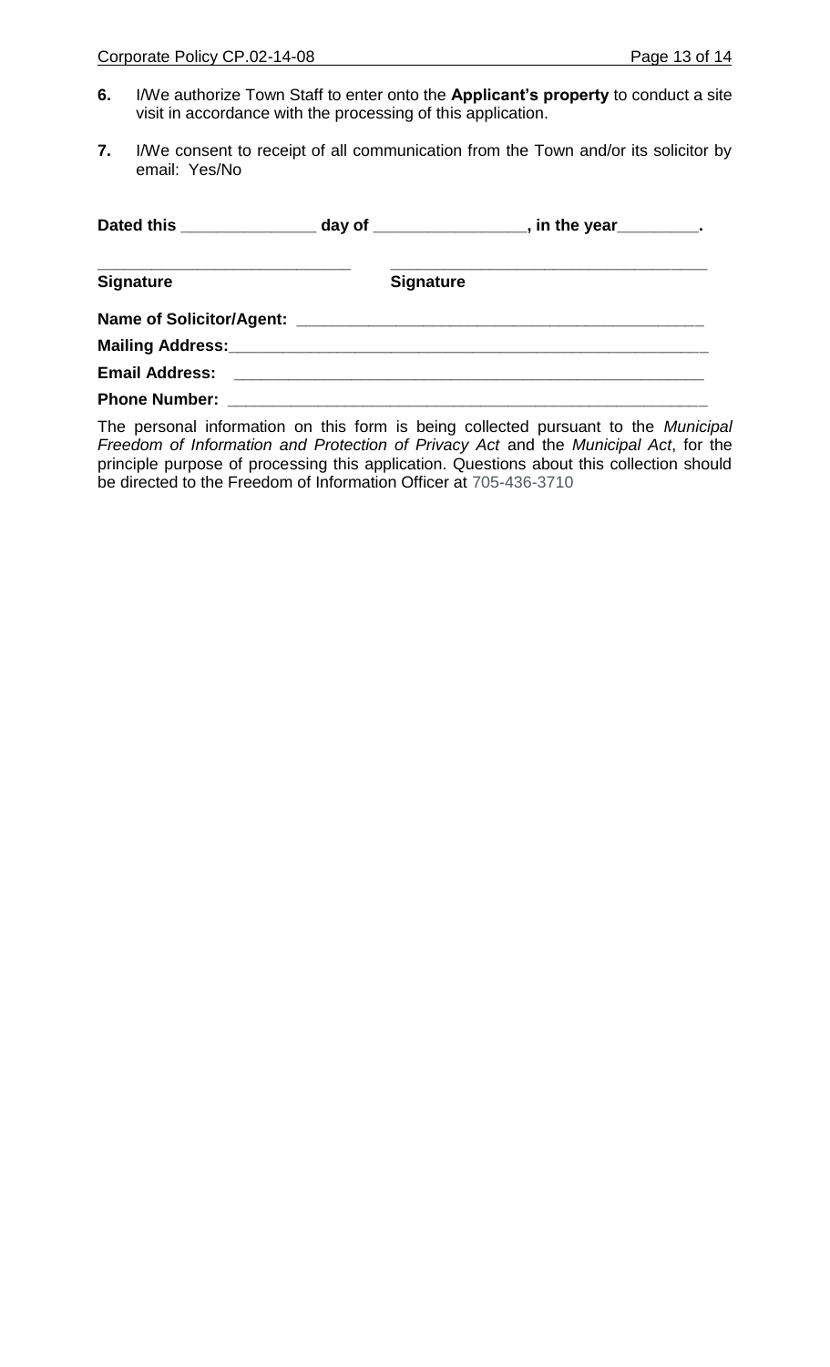6. I/We authorize Town Staff to enter onto the **Applicant's property** to conduct a site visit in accordance with the processing of this application.

7. I/We consent to receipt of all communication from the Town and/or its solicitor by email: Yes/No

**Dated this _______________ day of _________________, in the year_________.**

_____________________________ ___________________________________

**Signature** **Signature**

**Name of Solicitor/Agent:** _____________________________________________

**Mailing Address:**_______________________________________________________

**Email Address:** ______________________________________________________

**Phone Number:** ______________________________________________________

The personal information on this form is being collected pursuant to the *Municipal Freedom of Information and Protection of Privacy Act* and the *Municipal Act*, for the principle purpose of processing this application. Questions about this collection should be directed to the Freedom of Information Officer at 705-436-3710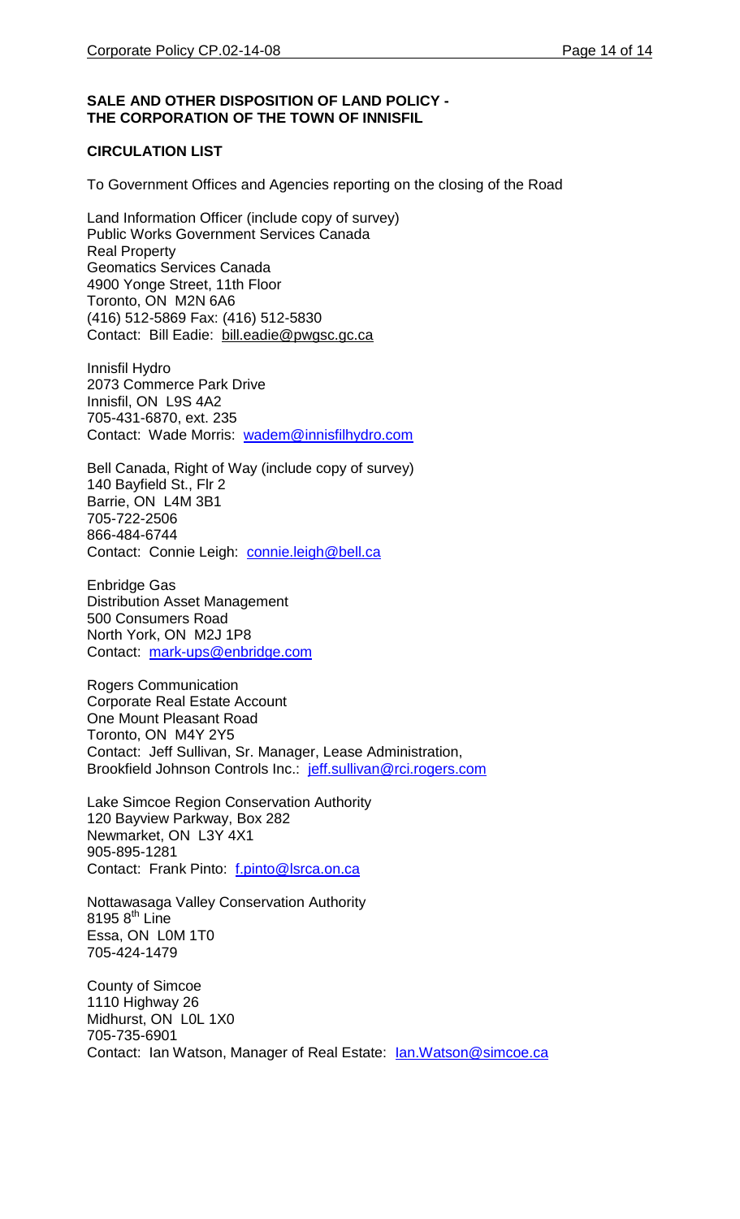**SALE AND OTHER DISPOSITION OF LAND POLICY - THE CORPORATION OF THE TOWN OF INNISFIL**

**CIRCULATION LIST**

To Government Offices and Agencies reporting on the closing of the Road

Land Information Officer (include copy of survey)
Public Works Government Services Canada
Real Property
Geomatics Services Canada
4900 Yonge Street, 11th Floor
Toronto, ON M2N 6A6
(416) 512-5869 Fax: (416) 512-5830
Contact: Bill Eadie: bill.eadie@pwgsc.gc.ca

Innisfil Hydro
2073 Commerce Park Drive
Innisfil, ON L9S 4A2
705-431-6870, ext. 235
Contact: Wade Morris: wadem@innisfilhydro.com

Bell Canada, Right of Way (include copy of survey)
140 Bayfield St., Flr 2
Barrie, ON L4M 3B1
705-722-2506
866-484-6744
Contact: Connie Leigh: connie.leigh@bell.ca

Enbridge Gas
Distribution Asset Management
500 Consumers Road
North York, ON M2J 1P8
Contact: mark-ups@enbridge.com

Rogers Communication
Corporate Real Estate Account
One Mount Pleasant Road
Toronto, ON M4Y 2Y5
Contact: Jeff Sullivan, Sr. Manager, Lease Administration,
Brookfield Johnson Controls Inc.: jeff.sullivan@rci.rogers.com

Lake Simcoe Region Conservation Authority
120 Bayview Parkway, Box 282
Newmarket, ON L3Y 4X1
905-895-1281
Contact: Frank Pinto: f.pinto@lsrca.on.ca

Nottawasaga Valley Conservation Authority
8195 8th Line
Essa, ON L0M 1T0
705-424-1479

County of Simcoe
1110 Highway 26
Midhurst, ON L0L 1X0
705-735-6901
Contact: Ian Watson, Manager of Real Estate: Ian.Watson@simcoe.ca